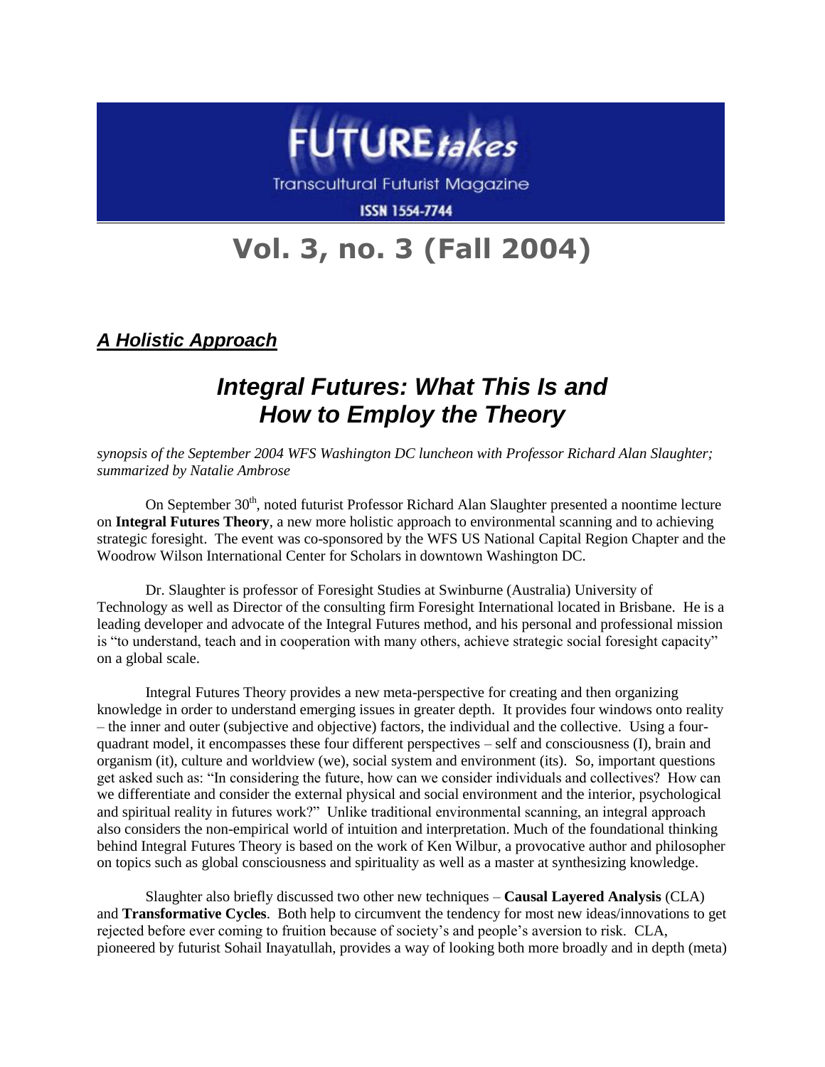# FUTURE*takes*

Transcultural Futurist Magazine

ISSN 1554-7744

## Vol. 3, no. 3 (Fall 2004)

### ***A Holistic Approach***

# ***Integral Futures: What This Is and How to Employ the Theory***

*synopsis of the September 2004 WFS Washington DC luncheon with Professor Richard Alan Slaughter; summarized by Natalie Ambrose*

On September 30th, noted futurist Professor Richard Alan Slaughter presented a noontime lecture on **Integral Futures Theory**, a new more holistic approach to environmental scanning and to achieving strategic foresight. The event was co-sponsored by the WFS US National Capital Region Chapter and the Woodrow Wilson International Center for Scholars in downtown Washington DC.

Dr. Slaughter is professor of Foresight Studies at Swinburne (Australia) University of Technology as well as Director of the consulting firm Foresight International located in Brisbane. He is a leading developer and advocate of the Integral Futures method, and his personal and professional mission is "to understand, teach and in cooperation with many others, achieve strategic social foresight capacity" on a global scale.

Integral Futures Theory provides a new meta-perspective for creating and then organizing knowledge in order to understand emerging issues in greater depth. It provides four windows onto reality – the inner and outer (subjective and objective) factors, the individual and the collective. Using a four-quadrant model, it encompasses these four different perspectives – self and consciousness (I), brain and organism (it), culture and worldview (we), social system and environment (its). So, important questions get asked such as: "In considering the future, how can we consider individuals and collectives? How can we differentiate and consider the external physical and social environment and the interior, psychological and spiritual reality in futures work?" Unlike traditional environmental scanning, an integral approach also considers the non-empirical world of intuition and interpretation. Much of the foundational thinking behind Integral Futures Theory is based on the work of Ken Wilbur, a provocative author and philosopher on topics such as global consciousness and spirituality as well as a master at synthesizing knowledge.

Slaughter also briefly discussed two other new techniques – **Causal Layered Analysis** (CLA) and **Transformative Cycles**. Both help to circumvent the tendency for most new ideas/innovations to get rejected before ever coming to fruition because of society's and people's aversion to risk. CLA, pioneered by futurist Sohail Inayatullah, provides a way of looking both more broadly and in depth (meta)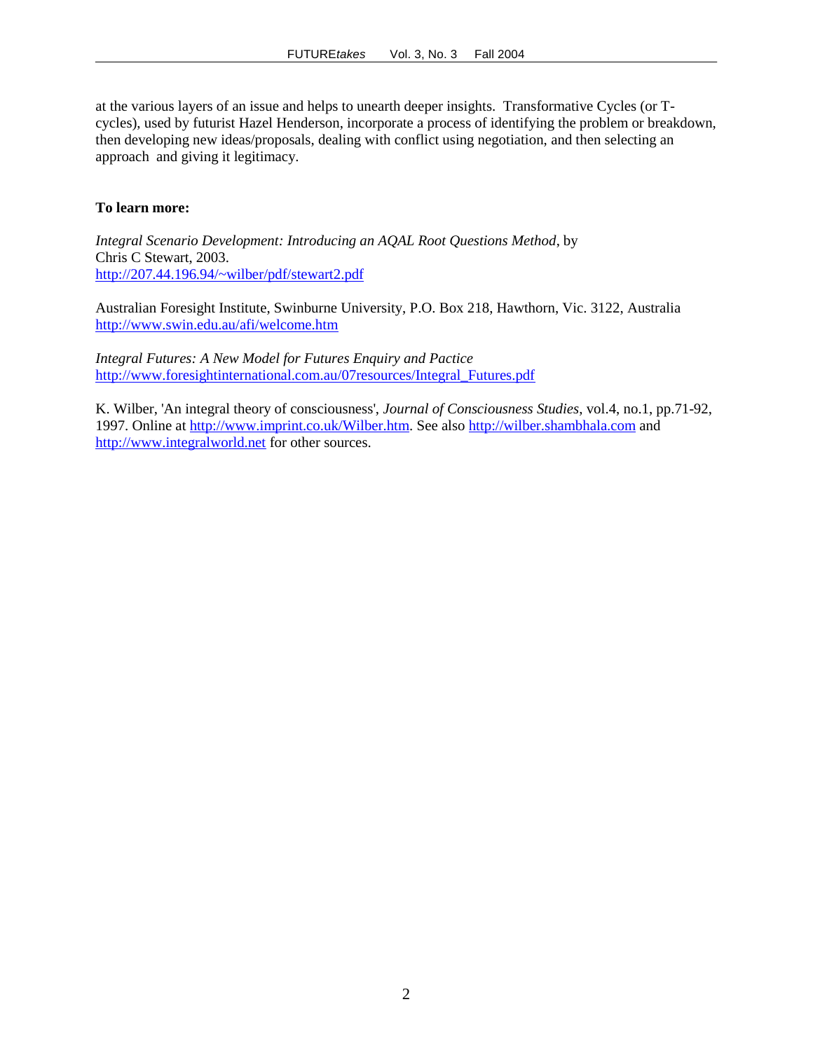at the various layers of an issue and helps to unearth deeper insights. Transformative Cycles (or T-cycles), used by futurist Hazel Henderson, incorporate a process of identifying the problem or breakdown, then developing new ideas/proposals, dealing with conflict using negotiation, and then selecting an approach and giving it legitimacy.

**To learn more:**

*Integral Scenario Development: Introducing an AQAL Root Questions Method*, by Chris C Stewart, 2003.
http://207.44.196.94/~wilber/pdf/stewart2.pdf

Australian Foresight Institute, Swinburne University, P.O. Box 218, Hawthorn, Vic. 3122, Australia
http://www.swin.edu.au/afi/welcome.htm

*Integral Futures: A New Model for Futures Enquiry and Pactice*
http://www.foresightinternational.com.au/07resources/Integral_Futures.pdf

K. Wilber, 'An integral theory of consciousness', *Journal of Consciousness Studies*, vol.4, no.1, pp.71-92, 1997. Online at http://www.imprint.co.uk/Wilber.htm. See also http://wilber.shambhala.com and http://www.integralworld.net for other sources.